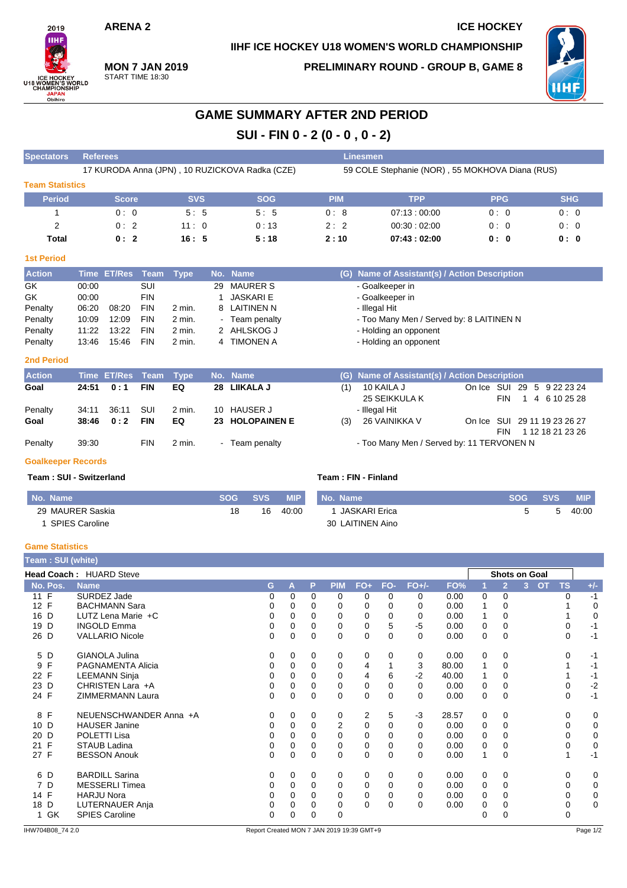ARENA 2

ICE HOCKEY

IIHF ICE HOCKEY U18 WOMEN'S WORLD CHAMPIONSHIP

**MON 7 JAN 2019**
START TIME 18:30

PRELIMINARY ROUND - GROUP B, GAME 8

# GAME SUMMARY AFTER 2ND PERIOD

## SUI - FIN 0 - 2 (0 - 0 , 0 - 2)

| Spectators | Referees | Linesmen |
|---|---|---|
| | 17 KURODA Anna (JPN) , 10 RUZICKOVA Radka (CZE) | 59 COLE Stephanie (NOR) , 55 MOKHOVA Diana (RUS) |

### Team Statistics

| Period | Score | SVS | SOG | PIM | TPP | PPG | SHG |
|---|---|---|---|---|---|---|---|
| 1 | 0 : 0 | 5 : 5 | 5 : 5 | 0 : 8 | 07:13 : 00:00 | 0 : 0 | 0 : 0 |
| 2 | 0 : 2 | 11 : 0 | 0 : 13 | 2 : 2 | 00:30 : 02:00 | 0 : 0 | 0 : 0 |
| **Total** | **0 : 2** | **16 : 5** | **5 : 18** | **2 : 10** | **07:43 : 02:00** | **0 : 0** | **0 : 0** |

### 1st Period

| Action | Time | ET/Res | Team | Type | No. | Name | (G) | Name of Assistant(s) / Action Description |
|---|---|---|---|---|---|---|---|---|
| GK | 00:00 | | SUI | | 29 | MAURER S | | - Goalkeeper in |
| GK | 00:00 | | FIN | | 1 | JASKARI E | | - Goalkeeper in |
| Penalty | 06:20 | 08:20 | FIN | 2 min. | 8 | LAITINEN N | | - Illegal Hit |
| Penalty | 10:09 | 12:09 | FIN | 2 min. | - | Team penalty | | - Too Many Men / Served by: 8 LAITINEN N |
| Penalty | 11:22 | 13:22 | FIN | 2 min. | 2 | AHLSKOG J | | - Holding an opponent |
| Penalty | 13:46 | 15:46 | FIN | 2 min. | 4 | TIMONEN A | | - Holding an opponent |

### 2nd Period

| Action | Time | ET/Res | Team | Type | No. | Name | (G) | Name of Assistant(s) / Action Description | On Ice |
|---|---|---|---|---|---|---|---|---|---|
| **Goal** | **24:51** | **0 : 1** | **FIN** | **EQ** | **28** | **LIIKALA J** | (1) | 10 KAILA J<br>25 SEIKKULA K | SUI 29 5 9 22 23 24<br>FIN 1 4 6 10 25 28 |
| Penalty | 34:11 | 36:11 | SUI | 2 min. | 10 | HAUSER J | | - Illegal Hit | |
| **Goal** | **38:46** | **0 : 2** | **FIN** | **EQ** | **23** | **HOLOPAINEN E** | (3) | 26 VAINIKKA V | SUI 29 11 19 23 26 27<br>FIN 1 12 18 21 23 26 |
| Penalty | 39:30 | | FIN | 2 min. | - | Team penalty | | - Too Many Men / Served by: 11 TERVONEN N | |

### Goalkeeper Records

**Team : SUI - Switzerland**

| No. | Name | SOG | SVS | MIP |
|---|---|---|---|---|
| 29 | MAURER Saskia | 18 | 16 | 40:00 |
| 1 | SPIES Caroline | | | |

**Team : FIN - Finland**

| No. | Name | SOG | SVS | MIP |
|---|---|---|---|---|
| 1 | JASKARI Erica | 5 | 5 | 40:00 |
| 30 | LAITINEN Aino | | | |

### Game Statistics

**Team : SUI (white)**

**Head Coach :** HUARD Steve

| No. | Pos. | Name | G | A | P | PIM | FO+ | FO- | FO+/- | FO% | SOG 1 | SOG 2 | SOG 3 | SOG OT | TS | +/- |
|---|---|---|---|---|---|---|---|---|---|---|---|---|---|---|---|---|
| 11 | F | SURDEZ Jade | 0 | 0 | 0 | 0 | 0 | 0 | 0 | 0.00 | 0 | 0 | | | 0 | -1 |
| 12 | F | BACHMANN Sara | 0 | 0 | 0 | 0 | 0 | 0 | 0 | 0.00 | 1 | 0 | | | 1 | 0 |
| 16 | D | LUTZ Lena Marie +C | 0 | 0 | 0 | 0 | 0 | 0 | 0 | 0.00 | 1 | 0 | | | 1 | 0 |
| 19 | D | INGOLD Emma | 0 | 0 | 0 | 0 | 0 | 5 | -5 | 0.00 | 0 | 0 | | | 0 | -1 |
| 26 | D | VALLARIO Nicole | 0 | 0 | 0 | 0 | 0 | 0 | 0 | 0.00 | 0 | 0 | | | 0 | -1 |
| 5 | D | GIANOLA Julina | 0 | 0 | 0 | 0 | 0 | 0 | 0 | 0.00 | 0 | 0 | | | 0 | -1 |
| 9 | F | PAGNAMENTA Alicia | 0 | 0 | 0 | 0 | 4 | 1 | 3 | 80.00 | 1 | 0 | | | 1 | -1 |
| 22 | F | LEEMANN Sinja | 0 | 0 | 0 | 0 | 4 | 6 | -2 | 40.00 | 1 | 0 | | | 1 | -1 |
| 23 | D | CHRISTEN Lara +A | 0 | 0 | 0 | 0 | 0 | 0 | 0 | 0.00 | 0 | 0 | | | 0 | -2 |
| 24 | F | ZIMMERMANN Laura | 0 | 0 | 0 | 0 | 0 | 0 | 0 | 0.00 | 0 | 0 | | | 0 | -1 |
| 8 | F | NEUENSCHWANDER Anna +A | 0 | 0 | 0 | 0 | 2 | 5 | -3 | 28.57 | 0 | 0 | | | 0 | 0 |
| 10 | D | HAUSER Janine | 0 | 0 | 0 | 2 | 0 | 0 | 0 | 0.00 | 0 | 0 | | | 0 | 0 |
| 20 | D | POLETTI Lisa | 0 | 0 | 0 | 0 | 0 | 0 | 0 | 0.00 | 0 | 0 | | | 0 | 0 |
| 21 | F | STAUB Ladina | 0 | 0 | 0 | 0 | 0 | 0 | 0 | 0.00 | 0 | 0 | | | 0 | 0 |
| 27 | F | BESSON Anouk | 0 | 0 | 0 | 0 | 0 | 0 | 0 | 0.00 | 1 | 0 | | | 1 | -1 |
| 6 | D | BARDILL Sarina | 0 | 0 | 0 | 0 | 0 | 0 | 0 | 0.00 | 0 | 0 | | | 0 | 0 |
| 7 | D | MESSERLI Timea | 0 | 0 | 0 | 0 | 0 | 0 | 0 | 0.00 | 0 | 0 | | | 0 | 0 |
| 14 | F | HARJU Nora | 0 | 0 | 0 | 0 | 0 | 0 | 0 | 0.00 | 0 | 0 | | | 0 | 0 |
| 18 | D | LUTERNAUER Anja | 0 | 0 | 0 | 0 | 0 | 0 | 0 | 0.00 | 0 | 0 | | | 0 | 0 |
| 1 | GK | SPIES Caroline | 0 | 0 | 0 | 0 | | | | | 0 | 0 | | | 0 | |

IHW704B08_74 2.0 Report Created MON 7 JAN 2019 19:39 GMT+9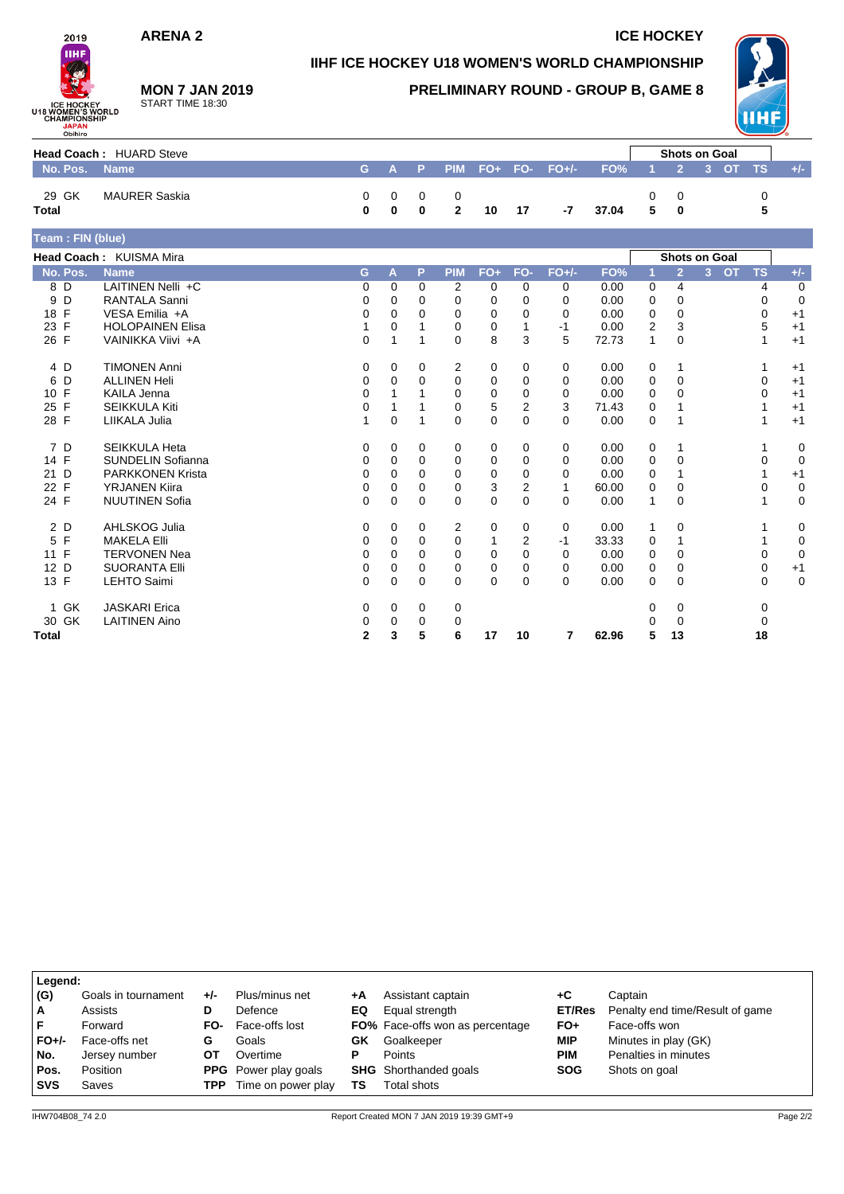# ARENA 2

# ICE HOCKEY

## IIHF ICE HOCKEY U18 WOMEN'S WORLD CHAMPIONSHIP

**MON 7 JAN 2019**
START TIME 18:30

## PRELIMINARY ROUND - GROUP B, GAME 8

**Head Coach :** HUARD Steve

| No. | Pos. | Name | G | A | P | PIM | FO+ | FO- | FO+/- | FO% | Shots on Goal 1 | 2 | 3 | OT | TS | +/- |
|---|---|---|---|---|---|---|---|---|---|---|---|---|---|---|---|---|
| 29 | GK | MAURER Saskia | 0 | 0 | 0 | 0 | | | | | 0 | 0 | | | 0 | |
| **Total** | | | **0** | **0** | **0** | **2** | **10** | **17** | **-7** | **37.04** | **5** | **0** | | | **5** | |

**Team : FIN (blue)**

**Head Coach :** KUISMA Mira

| No. | Pos. | Name | G | A | P | PIM | FO+ | FO- | FO+/- | FO% | Shots on Goal 1 | 2 | 3 | OT | TS | +/- |
|---|---|---|---|---|---|---|---|---|---|---|---|---|---|---|---|---|
| 8 | D | LAITINEN Nelli +C | 0 | 0 | 0 | 2 | 0 | 0 | 0 | 0.00 | 0 | 4 | | | 4 | 0 |
| 9 | D | RANTALA Sanni | 0 | 0 | 0 | 0 | 0 | 0 | 0 | 0.00 | 0 | 0 | | | 0 | 0 |
| 18 | F | VESA Emilia +A | 0 | 0 | 0 | 0 | 0 | 0 | 0 | 0.00 | 0 | 0 | | | 0 | +1 |
| 23 | F | HOLOPAINEN Elisa | 1 | 0 | 1 | 0 | 0 | 1 | -1 | 0.00 | 2 | 3 | | | 5 | +1 |
| 26 | F | VAINIKKA Viivi +A | 0 | 1 | 1 | 0 | 8 | 3 | 5 | 72.73 | 1 | 0 | | | 1 | +1 |
| 4 | D | TIMONEN Anni | 0 | 0 | 0 | 2 | 0 | 0 | 0 | 0.00 | 0 | 1 | | | 1 | +1 |
| 6 | D | ALLINEN Heli | 0 | 0 | 0 | 0 | 0 | 0 | 0 | 0.00 | 0 | 0 | | | 0 | +1 |
| 10 | F | KAILA Jenna | 0 | 1 | 1 | 0 | 0 | 0 | 0 | 0.00 | 0 | 0 | | | 0 | +1 |
| 25 | F | SEIKKULA Kiti | 0 | 1 | 1 | 0 | 5 | 2 | 3 | 71.43 | 0 | 1 | | | 1 | +1 |
| 28 | F | LIIKALA Julia | 1 | 0 | 1 | 0 | 0 | 0 | 0 | 0.00 | 0 | 1 | | | 1 | +1 |
| 7 | D | SEIKKULA Heta | 0 | 0 | 0 | 0 | 0 | 0 | 0 | 0.00 | 0 | 1 | | | 1 | 0 |
| 14 | F | SUNDELIN Sofianna | 0 | 0 | 0 | 0 | 0 | 0 | 0 | 0.00 | 0 | 0 | | | 0 | 0 |
| 21 | D | PARKKONEN Krista | 0 | 0 | 0 | 0 | 0 | 0 | 0 | 0.00 | 0 | 1 | | | 1 | +1 |
| 22 | F | YRJANEN Kiira | 0 | 0 | 0 | 0 | 3 | 2 | 1 | 60.00 | 0 | 0 | | | 0 | 0 |
| 24 | F | NUUTINEN Sofia | 0 | 0 | 0 | 0 | 0 | 0 | 0 | 0.00 | 1 | 0 | | | 1 | 0 |
| 2 | D | AHLSKOG Julia | 0 | 0 | 0 | 2 | 0 | 0 | 0 | 0.00 | 1 | 0 | | | 1 | 0 |
| 5 | F | MAKELA Elli | 0 | 0 | 0 | 0 | 1 | 2 | -1 | 33.33 | 0 | 1 | | | 1 | 0 |
| 11 | F | TERVONEN Nea | 0 | 0 | 0 | 0 | 0 | 0 | 0 | 0.00 | 0 | 0 | | | 0 | 0 |
| 12 | D | SUORANTA Elli | 0 | 0 | 0 | 0 | 0 | 0 | 0 | 0.00 | 0 | 0 | | | 0 | +1 |
| 13 | F | LEHTO Saimi | 0 | 0 | 0 | 0 | 0 | 0 | 0 | 0.00 | 0 | 0 | | | 0 | 0 |
| 1 | GK | JASKARI Erica | 0 | 0 | 0 | 0 | | | | | 0 | 0 | | | 0 | |
| 30 | GK | LAITINEN Aino | 0 | 0 | 0 | 0 | | | | | 0 | 0 | | | 0 | |
| **Total** | | | **2** | **3** | **5** | **6** | **17** | **10** | **7** | **62.96** | **5** | **13** | | | **18** | |

**Legend:**

| | | | | | | | |
|---|---|---|---|---|---|---|---|
| (G) | Goals in tournament | +/- | Plus/minus net | +A | Assistant captain | +C | Captain |
| A | Assists | D | Defence | EQ | Equal strength | ET/Res | Penalty end time/Result of game |
| F | Forward | FO- | Face-offs lost | FO% | Face-offs won as percentage | FO+ | Face-offs won |
| FO+/- | Face-offs net | G | Goals | GK | Goalkeeper | MIP | Minutes in play (GK) |
| No. | Jersey number | OT | Overtime | P | Points | PIM | Penalties in minutes |
| Pos. | Position | PPG | Power play goals | SHG | Shorthanded goals | SOG | Shots on goal |
| SVS | Saves | TPP | Time on power play | TS | Total shots | | |

IHW704B08_74 2.0 Report Created MON 7 JAN 2019 19:39 GMT+9